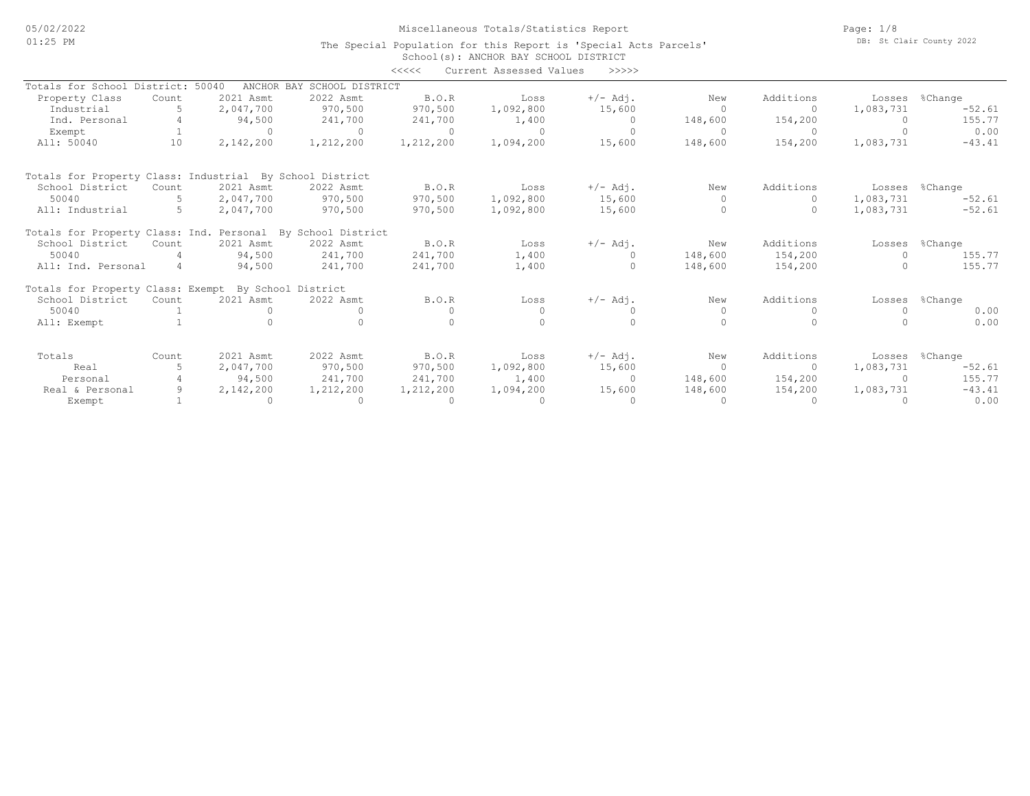# Miscellaneous Totals/Statistics Report

The Special Population for this Report is 'Special Acts Parcels'

School(s): ANCHOR BAY SCHOOL DISTRICT

<<<<< Current Assessed Values >>>>>

## Totals for School District: 50040 ANCHOR BAY SCHOOL DISTRICT

| Property Class | Count | 2021 Asmt | 2022 Asmt | B.O.R | Loss | +/- Adj. | New | Additions | Losses | %Change |
|---|---|---|---|---|---|---|---|---|---|---|
| Industrial | 5 | 2,047,700 | 970,500 | 970,500 | 1,092,800 | 15,600 | 0 | 0 | 1,083,731 | -52.61 |
| Ind. Personal | 4 | 94,500 | 241,700 | 241,700 | 1,400 | 0 | 148,600 | 154,200 | 0 | 155.77 |
| Exempt | 1 | 0 | 0 | 0 | 0 | 0 | 0 | 0 | 0 | 0.00 |
| All: 50040 | 10 | 2,142,200 | 1,212,200 | 1,212,200 | 1,094,200 | 15,600 | 148,600 | 154,200 | 1,083,731 | -43.41 |

## Totals for Property Class: Industrial By School District

| School District | Count | 2021 Asmt | 2022 Asmt | B.O.R | Loss | +/- Adj. | New | Additions | Losses | %Change |
|---|---|---|---|---|---|---|---|---|---|---|
| 50040 | 5 | 2,047,700 | 970,500 | 970,500 | 1,092,800 | 15,600 | 0 | 0 | 1,083,731 | -52.61 |
| All: Industrial | 5 | 2,047,700 | 970,500 | 970,500 | 1,092,800 | 15,600 | 0 | 0 | 1,083,731 | -52.61 |

## Totals for Property Class: Ind. Personal By School District

| School District | Count | 2021 Asmt | 2022 Asmt | B.O.R | Loss | +/- Adj. | New | Additions | Losses | %Change |
|---|---|---|---|---|---|---|---|---|---|---|
| 50040 | 4 | 94,500 | 241,700 | 241,700 | 1,400 | 0 | 148,600 | 154,200 | 0 | 155.77 |
| All: Ind. Personal | 4 | 94,500 | 241,700 | 241,700 | 1,400 | 0 | 148,600 | 154,200 | 0 | 155.77 |

## Totals for Property Class: Exempt By School District

| School District | Count | 2021 Asmt | 2022 Asmt | B.O.R | Loss | +/- Adj. | New | Additions | Losses | %Change |
|---|---|---|---|---|---|---|---|---|---|---|
| 50040 | 1 | 0 | 0 | 0 | 0 | 0 | 0 | 0 | 0 | 0.00 |
| All: Exempt | 1 | 0 | 0 | 0 | 0 | 0 | 0 | 0 | 0 | 0.00 |

## Totals

| Totals | Count | 2021 Asmt | 2022 Asmt | B.O.R | Loss | +/- Adj. | New | Additions | Losses | %Change |
|---|---|---|---|---|---|---|---|---|---|---|
| Real | 5 | 2,047,700 | 970,500 | 970,500 | 1,092,800 | 15,600 | 0 | 0 | 1,083,731 | -52.61 |
| Personal | 4 | 94,500 | 241,700 | 241,700 | 1,400 | 0 | 148,600 | 154,200 | 0 | 155.77 |
| Real & Personal | 9 | 2,142,200 | 1,212,200 | 1,212,200 | 1,094,200 | 15,600 | 148,600 | 154,200 | 1,083,731 | -43.41 |
| Exempt | 1 | 0 | 0 | 0 | 0 | 0 | 0 | 0 | 0 | 0.00 |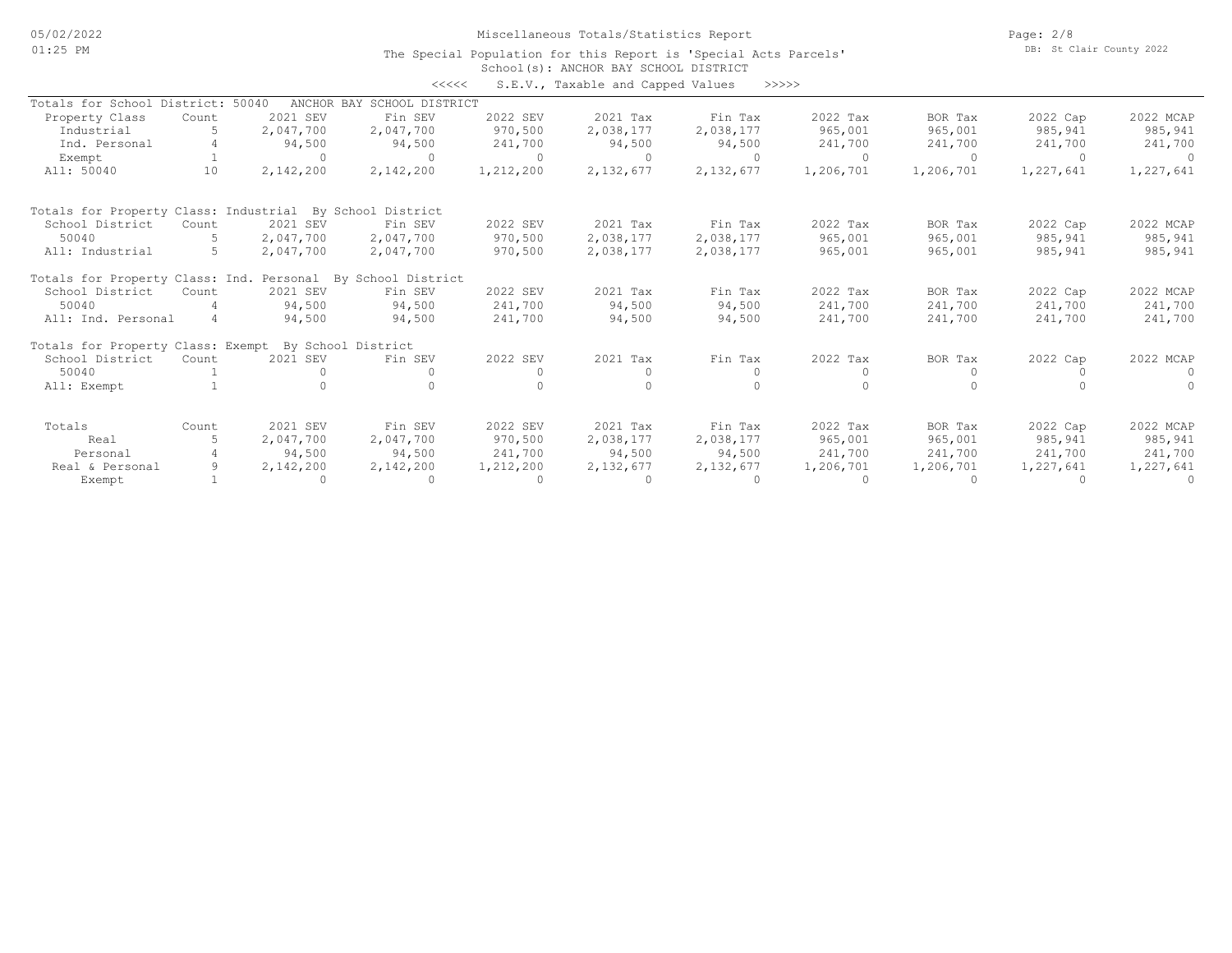# Miscellaneous Totals/Statistics Report

The Special Population for this Report is 'Special Acts Parcels'

School(s): ANCHOR BAY SCHOOL DISTRICT

<<<<< S.E.V., Taxable and Capped Values >>>>>

Totals for School District: 50040 ANCHOR BAY SCHOOL DISTRICT

| Property Class | Count | 2021 SEV | Fin SEV | 2022 SEV | 2021 Tax | Fin Tax | 2022 Tax | BOR Tax | 2022 Cap | 2022 MCAP |
|---|---|---|---|---|---|---|---|---|---|---|
| Industrial | 5 | 2,047,700 | 2,047,700 | 970,500 | 2,038,177 | 2,038,177 | 965,001 | 965,001 | 985,941 | 985,941 |
| Ind. Personal | 4 | 94,500 | 94,500 | 241,700 | 94,500 | 94,500 | 241,700 | 241,700 | 241,700 | 241,700 |
| Exempt | 1 | 0 | 0 | 0 | 0 | 0 | 0 | 0 | 0 | 0 |
| All: 50040 | 10 | 2,142,200 | 2,142,200 | 1,212,200 | 2,132,677 | 2,132,677 | 1,206,701 | 1,206,701 | 1,227,641 | 1,227,641 |

Totals for Property Class: Industrial By School District

| School District | Count | 2021 SEV | Fin SEV | 2022 SEV | 2021 Tax | Fin Tax | 2022 Tax | BOR Tax | 2022 Cap | 2022 MCAP |
|---|---|---|---|---|---|---|---|---|---|---|
| 50040 | 5 | 2,047,700 | 2,047,700 | 970,500 | 2,038,177 | 2,038,177 | 965,001 | 965,001 | 985,941 | 985,941 |
| All: Industrial | 5 | 2,047,700 | 2,047,700 | 970,500 | 2,038,177 | 2,038,177 | 965,001 | 965,001 | 985,941 | 985,941 |

Totals for Property Class: Ind. Personal By School District

| School District | Count | 2021 SEV | Fin SEV | 2022 SEV | 2021 Tax | Fin Tax | 2022 Tax | BOR Tax | 2022 Cap | 2022 MCAP |
|---|---|---|---|---|---|---|---|---|---|---|
| 50040 | 4 | 94,500 | 94,500 | 241,700 | 94,500 | 94,500 | 241,700 | 241,700 | 241,700 | 241,700 |
| All: Ind. Personal | 4 | 94,500 | 94,500 | 241,700 | 94,500 | 94,500 | 241,700 | 241,700 | 241,700 | 241,700 |

Totals for Property Class: Exempt By School District

| School District | Count | 2021 SEV | Fin SEV | 2022 SEV | 2021 Tax | Fin Tax | 2022 Tax | BOR Tax | 2022 Cap | 2022 MCAP |
|---|---|---|---|---|---|---|---|---|---|---|
| 50040 | 1 | 0 | 0 | 0 | 0 | 0 | 0 | 0 | 0 | 0 |
| All: Exempt | 1 | 0 | 0 | 0 | 0 | 0 | 0 | 0 | 0 | 0 |

| Totals | Count | 2021 SEV | Fin SEV | 2022 SEV | 2021 Tax | Fin Tax | 2022 Tax | BOR Tax | 2022 Cap | 2022 MCAP |
|---|---|---|---|---|---|---|---|---|---|---|
| Real | 5 | 2,047,700 | 2,047,700 | 970,500 | 2,038,177 | 2,038,177 | 965,001 | 965,001 | 985,941 | 985,941 |
| Personal | 4 | 94,500 | 94,500 | 241,700 | 94,500 | 94,500 | 241,700 | 241,700 | 241,700 | 241,700 |
| Real & Personal | 9 | 2,142,200 | 2,142,200 | 1,212,200 | 2,132,677 | 2,132,677 | 1,206,701 | 1,206,701 | 1,227,641 | 1,227,641 |
| Exempt | 1 | 0 | 0 | 0 | 0 | 0 | 0 | 0 | 0 | 0 |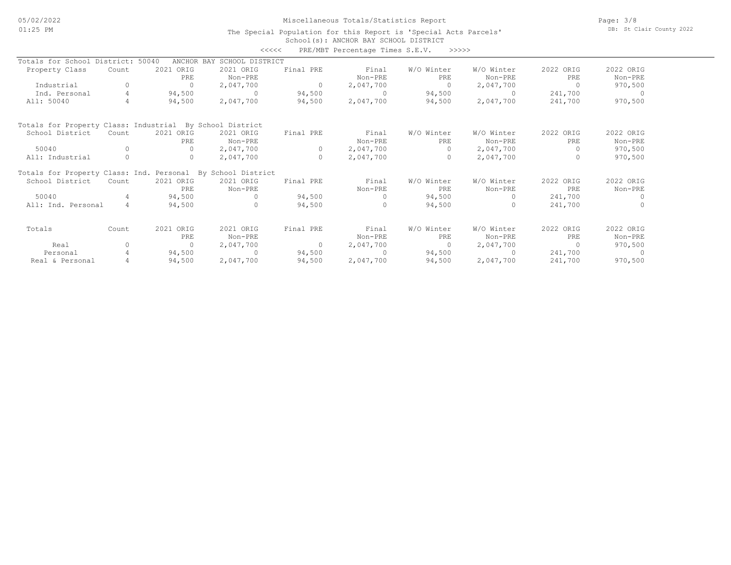Miscellaneous Totals/Statistics Report

The Special Population for this Report is 'Special Acts Parcels'

School(s): ANCHOR BAY SCHOOL DISTRICT

<<<<< PRE/MBT Percentage Times S.E.V. >>>>>

Totals for School District: 50040 ANCHOR BAY SCHOOL DISTRICT

| Property Class | Count | 2021 ORIG PRE | 2021 ORIG Non-PRE | Final PRE | Final Non-PRE | W/O Winter PRE | W/O Winter Non-PRE | 2022 ORIG PRE | 2022 ORIG Non-PRE |
|---|---|---|---|---|---|---|---|---|---|
| Industrial | 0 | 0 | 2,047,700 | 0 | 2,047,700 | 0 | 2,047,700 | 0 | 970,500 |
| Ind. Personal | 4 | 94,500 | 0 | 94,500 | 0 | 94,500 | 0 | 241,700 | 0 |
| All: 50040 | 4 | 94,500 | 2,047,700 | 94,500 | 2,047,700 | 94,500 | 2,047,700 | 241,700 | 970,500 |

Totals for Property Class: Industrial By School District

| School District | Count | 2021 ORIG PRE | 2021 ORIG Non-PRE | Final PRE | Final Non-PRE | W/O Winter PRE | W/O Winter Non-PRE | 2022 ORIG PRE | 2022 ORIG Non-PRE |
|---|---|---|---|---|---|---|---|---|---|
| 50040 | 0 | 0 | 2,047,700 | 0 | 2,047,700 | 0 | 2,047,700 | 0 | 970,500 |
| All: Industrial | 0 | 0 | 2,047,700 | 0 | 2,047,700 | 0 | 2,047,700 | 0 | 970,500 |

Totals for Property Class: Ind. Personal By School District

| School District | Count | 2021 ORIG PRE | 2021 ORIG Non-PRE | Final PRE | Final Non-PRE | W/O Winter PRE | W/O Winter Non-PRE | 2022 ORIG PRE | 2022 ORIG Non-PRE |
|---|---|---|---|---|---|---|---|---|---|
| 50040 | 4 | 94,500 | 0 | 94,500 | 0 | 94,500 | 0 | 241,700 | 0 |
| All: Ind. Personal | 4 | 94,500 | 0 | 94,500 | 0 | 94,500 | 0 | 241,700 | 0 |

| Totals | Count | 2021 ORIG PRE | 2021 ORIG Non-PRE | Final PRE | Final Non-PRE | W/O Winter PRE | W/O Winter Non-PRE | 2022 ORIG PRE | 2022 ORIG Non-PRE |
|---|---|---|---|---|---|---|---|---|---|
| Real | 0 | 0 | 2,047,700 | 0 | 2,047,700 | 0 | 2,047,700 | 0 | 970,500 |
| Personal | 4 | 94,500 | 0 | 94,500 | 0 | 94,500 | 0 | 241,700 | 0 |
| Real & Personal | 4 | 94,500 | 2,047,700 | 94,500 | 2,047,700 | 94,500 | 2,047,700 | 241,700 | 970,500 |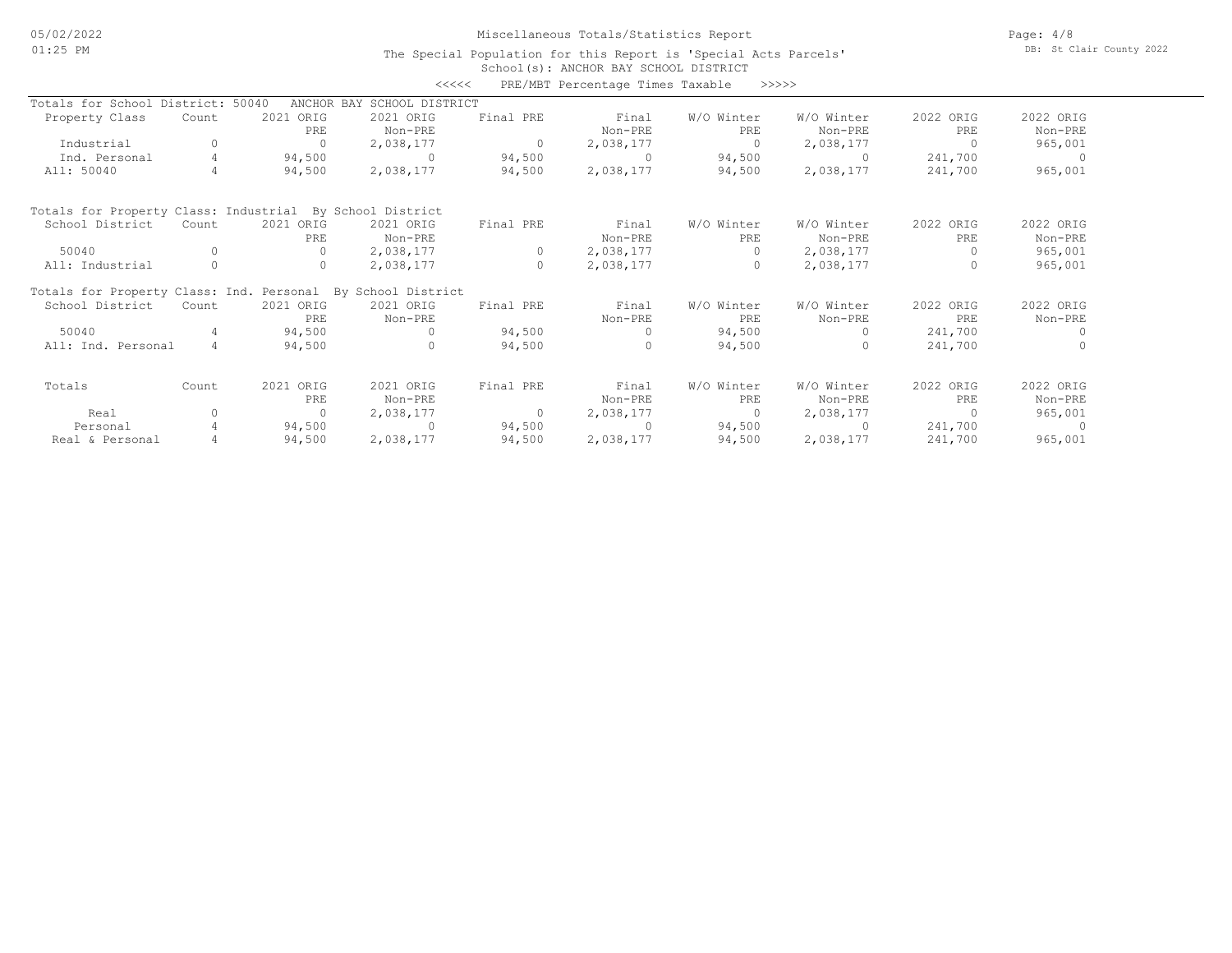Miscellaneous Totals/Statistics Report

The Special Population for this Report is 'Special Acts Parcels'

School(s): ANCHOR BAY SCHOOL DISTRICT

<<<<< PRE/MBT Percentage Times Taxable >>>>>

Totals for School District: 50040 ANCHOR BAY SCHOOL DISTRICT

| Property Class | Count | 2021 ORIG PRE | 2021 ORIG Non-PRE | Final PRE | Final Non-PRE | W/O Winter PRE | W/O Winter Non-PRE | 2022 ORIG PRE | 2022 ORIG Non-PRE |
|---|---|---|---|---|---|---|---|---|---|
| Industrial | 0 | 0 | 2,038,177 | 0 | 2,038,177 | 0 | 2,038,177 | 0 | 965,001 |
| Ind. Personal | 4 | 94,500 | 0 | 94,500 | 0 | 94,500 | 0 | 241,700 | 0 |
| All: 50040 | 4 | 94,500 | 2,038,177 | 94,500 | 2,038,177 | 94,500 | 2,038,177 | 241,700 | 965,001 |

Totals for Property Class: Industrial By School District

| School District | Count | 2021 ORIG PRE | 2021 ORIG Non-PRE | Final PRE | Final Non-PRE | W/O Winter PRE | W/O Winter Non-PRE | 2022 ORIG PRE | 2022 ORIG Non-PRE |
|---|---|---|---|---|---|---|---|---|---|
| 50040 | 0 | 0 | 2,038,177 | 0 | 2,038,177 | 0 | 2,038,177 | 0 | 965,001 |
| All: Industrial | 0 | 0 | 2,038,177 | 0 | 2,038,177 | 0 | 2,038,177 | 0 | 965,001 |

Totals for Property Class: Ind. Personal By School District

| School District | Count | 2021 ORIG PRE | 2021 ORIG Non-PRE | Final PRE | Final Non-PRE | W/O Winter PRE | W/O Winter Non-PRE | 2022 ORIG PRE | 2022 ORIG Non-PRE |
|---|---|---|---|---|---|---|---|---|---|
| 50040 | 4 | 94,500 | 0 | 94,500 | 0 | 94,500 | 0 | 241,700 | 0 |
| All: Ind. Personal | 4 | 94,500 | 0 | 94,500 | 0 | 94,500 | 0 | 241,700 | 0 |

| Totals | Count | 2021 ORIG PRE | 2021 ORIG Non-PRE | Final PRE | Final Non-PRE | W/O Winter PRE | W/O Winter Non-PRE | 2022 ORIG PRE | 2022 ORIG Non-PRE |
|---|---|---|---|---|---|---|---|---|---|
| Real | 0 | 0 | 2,038,177 | 0 | 2,038,177 | 0 | 2,038,177 | 0 | 965,001 |
| Personal | 4 | 94,500 | 0 | 94,500 | 0 | 94,500 | 0 | 241,700 | 0 |
| Real & Personal | 4 | 94,500 | 2,038,177 | 94,500 | 2,038,177 | 94,500 | 2,038,177 | 241,700 | 965,001 |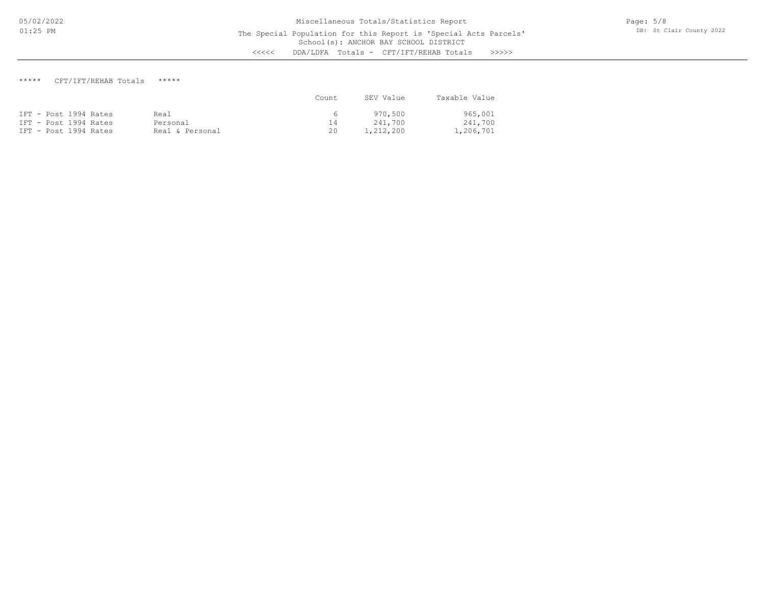Miscellaneous Totals/Statistics Report

The Special Population for this Report is 'Special Acts Parcels'

School(s): ANCHOR BAY SCHOOL DISTRICT

<<<<< DDA/LDFA Totals - CFT/IFT/REHAB Totals >>>>>

***** CFT/IFT/REHAB Totals *****

| | | Count | SEV Value | Taxable Value |
|---|---|---|---|---|
| IFT - Post 1994 Rates | Real | 6 | 970,500 | 965,001 |
| IFT - Post 1994 Rates | Personal | 14 | 241,700 | 241,700 |
| IFT - Post 1994 Rates | Real & Personal | 20 | 1,212,200 | 1,206,701 |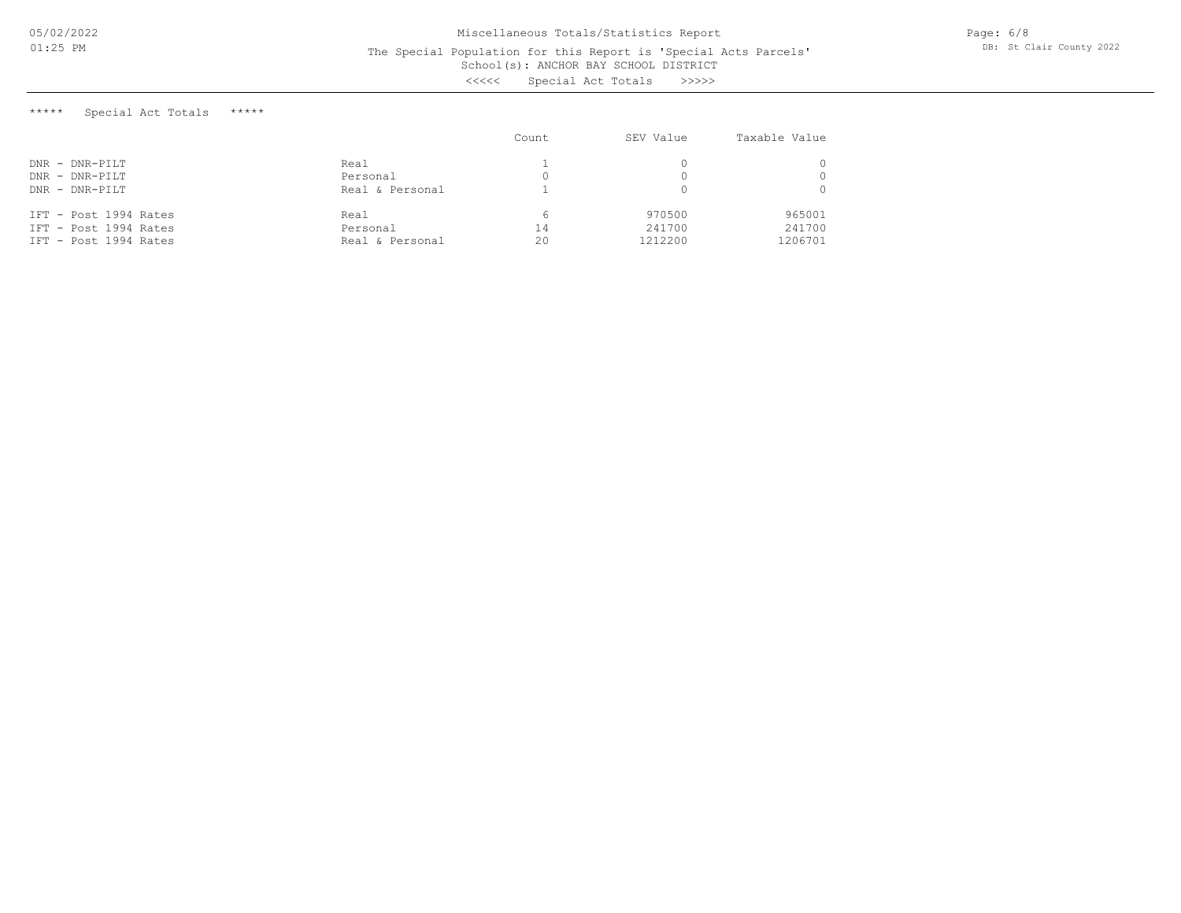# Miscellaneous Totals/Statistics Report

The Special Population for this Report is 'Special Acts Parcels'
School(s): ANCHOR BAY SCHOOL DISTRICT
<<<<< Special Act Totals >>>>>

***** Special Act Totals *****

| | | Count | SEV Value | Taxable Value |
|---|---|---|---|---|
| DNR - DNR-PILT | Real | 1 | 0 | 0 |
| DNR - DNR-PILT | Personal | 0 | 0 | 0 |
| DNR - DNR-PILT | Real & Personal | 1 | 0 | 0 |
| IFT - Post 1994 Rates | Real | 6 | 970500 | 965001 |
| IFT - Post 1994 Rates | Personal | 14 | 241700 | 241700 |
| IFT - Post 1994 Rates | Real & Personal | 20 | 1212200 | 1206701 |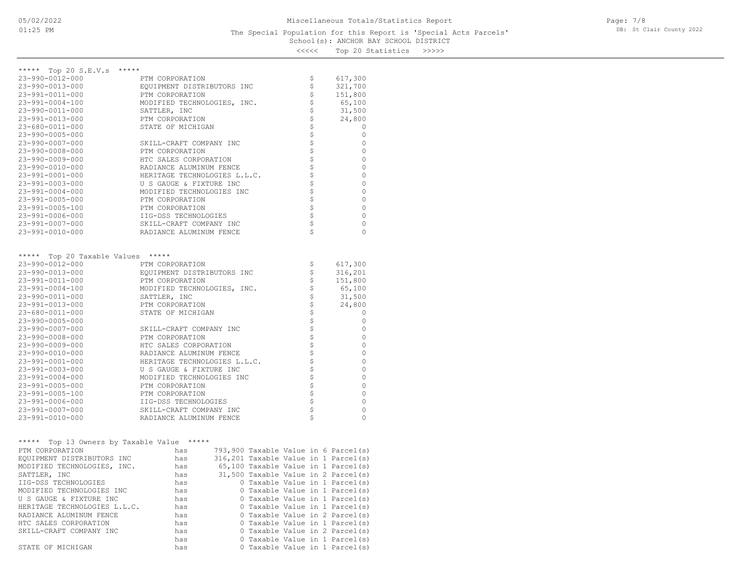Miscellaneous Totals/Statistics Report

The Special Population for this Report is 'Special Acts Parcels'

School(s): ANCHOR BAY SCHOOL DISTRICT

<<<<< Top 20 Statistics >>>>>

## ***** Top 20 S.E.V.s *****

| Parcel | Owner | | Value |
|---|---|---|---|
| 23-990-0012-000 | PTM CORPORATION | $ | 617,300 |
| 23-990-0013-000 | EQUIPMENT DISTRIBUTORS INC | $ | 321,700 |
| 23-991-0011-000 | PTM CORPORATION | $ | 151,800 |
| 23-991-0004-100 | MODIFIED TECHNOLOGIES, INC. | $ | 65,100 |
| 23-990-0011-000 | SATTLER, INC | $ | 31,500 |
| 23-991-0013-000 | PTM CORPORATION | $ | 24,800 |
| 23-680-0011-000 | STATE OF MICHIGAN | $ | 0 |
| 23-990-0005-000 | | $ | 0 |
| 23-990-0007-000 | SKILL-CRAFT COMPANY INC | $ | 0 |
| 23-990-0008-000 | PTM CORPORATION | $ | 0 |
| 23-990-0009-000 | HTC SALES CORPORATION | $ | 0 |
| 23-990-0010-000 | RADIANCE ALUMINUM FENCE | $ | 0 |
| 23-991-0001-000 | HERITAGE TECHNOLOGIES L.L.C. | $ | 0 |
| 23-991-0003-000 | U S GAUGE & FIXTURE INC | $ | 0 |
| 23-991-0004-000 | MODIFIED TECHNOLOGIES INC | $ | 0 |
| 23-991-0005-000 | PTM CORPORATION | $ | 0 |
| 23-991-0005-100 | PTM CORPORATION | $ | 0 |
| 23-991-0006-000 | IIG-DSS TECHNOLOGIES | $ | 0 |
| 23-991-0007-000 | SKILL-CRAFT COMPANY INC | $ | 0 |
| 23-991-0010-000 | RADIANCE ALUMINUM FENCE | $ | 0 |

## ***** Top 20 Taxable Values *****

| Parcel | Owner | | Value |
|---|---|---|---|
| 23-990-0012-000 | PTM CORPORATION | $ | 617,300 |
| 23-990-0013-000 | EQUIPMENT DISTRIBUTORS INC | $ | 316,201 |
| 23-991-0011-000 | PTM CORPORATION | $ | 151,800 |
| 23-991-0004-100 | MODIFIED TECHNOLOGIES, INC. | $ | 65,100 |
| 23-990-0011-000 | SATTLER, INC | $ | 31,500 |
| 23-991-0013-000 | PTM CORPORATION | $ | 24,800 |
| 23-680-0011-000 | STATE OF MICHIGAN | $ | 0 |
| 23-990-0005-000 | | $ | 0 |
| 23-990-0007-000 | SKILL-CRAFT COMPANY INC | $ | 0 |
| 23-990-0008-000 | PTM CORPORATION | $ | 0 |
| 23-990-0009-000 | HTC SALES CORPORATION | $ | 0 |
| 23-990-0010-000 | RADIANCE ALUMINUM FENCE | $ | 0 |
| 23-991-0001-000 | HERITAGE TECHNOLOGIES L.L.C. | $ | 0 |
| 23-991-0003-000 | U S GAUGE & FIXTURE INC | $ | 0 |
| 23-991-0004-000 | MODIFIED TECHNOLOGIES INC | $ | 0 |
| 23-991-0005-000 | PTM CORPORATION | $ | 0 |
| 23-991-0005-100 | PTM CORPORATION | $ | 0 |
| 23-991-0006-000 | IIG-DSS TECHNOLOGIES | $ | 0 |
| 23-991-0007-000 | SKILL-CRAFT COMPANY INC | $ | 0 |
| 23-991-0010-000 | RADIANCE ALUMINUM FENCE | $ | 0 |

## ***** Top 13 Owners by Taxable Value *****

| Owner | | Taxable Value | | Parcels |
|---|---|---|---|---|
| PTM CORPORATION | has | 793,900 | Taxable Value in | 6 Parcel(s) |
| EQUIPMENT DISTRIBUTORS INC | has | 316,201 | Taxable Value in | 1 Parcel(s) |
| MODIFIED TECHNOLOGIES, INC. | has | 65,100 | Taxable Value in | 1 Parcel(s) |
| SATTLER, INC | has | 31,500 | Taxable Value in | 2 Parcel(s) |
| IIG-DSS TECHNOLOGIES | has | 0 | Taxable Value in | 1 Parcel(s) |
| MODIFIED TECHNOLOGIES INC | has | 0 | Taxable Value in | 1 Parcel(s) |
| U S GAUGE & FIXTURE INC | has | 0 | Taxable Value in | 1 Parcel(s) |
| HERITAGE TECHNOLOGIES L.L.C. | has | 0 | Taxable Value in | 1 Parcel(s) |
| RADIANCE ALUMINUM FENCE | has | 0 | Taxable Value in | 2 Parcel(s) |
| HTC SALES CORPORATION | has | 0 | Taxable Value in | 1 Parcel(s) |
| SKILL-CRAFT COMPANY INC | has | 0 | Taxable Value in | 2 Parcel(s) |
| | has | 0 | Taxable Value in | 1 Parcel(s) |
| STATE OF MICHIGAN | has | 0 | Taxable Value in | 1 Parcel(s) |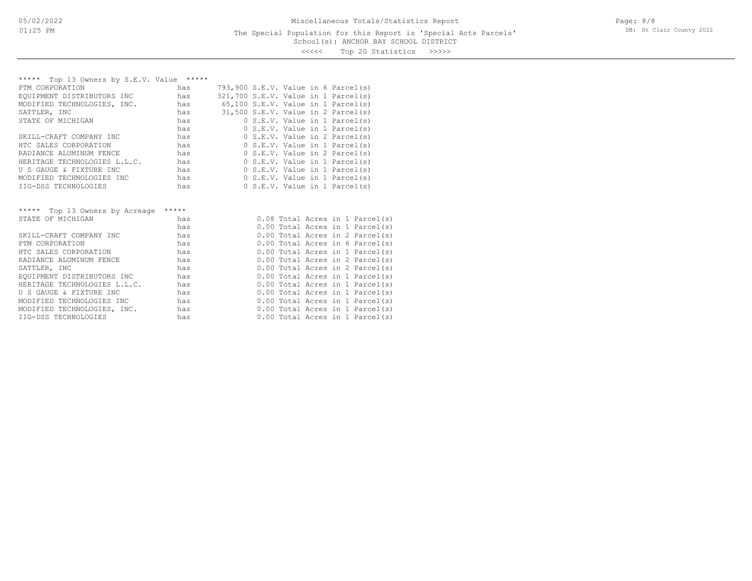Miscellaneous Totals/Statistics Report

The Special Population for this Report is 'Special Acts Parcels'

School(s): ANCHOR BAY SCHOOL DISTRICT

<<<<< Top 20 Statistics >>>>>

## ***** Top 13 Owners by S.E.V. Value *****

| | | | |
|---|---|---|---|
| PTM CORPORATION | has | 793,900 S.E.V. Value | in 6 Parcel(s) |
| EQUIPMENT DISTRIBUTORS INC | has | 321,700 S.E.V. Value | in 1 Parcel(s) |
| MODIFIED TECHNOLOGIES, INC. | has | 65,100 S.E.V. Value | in 1 Parcel(s) |
| SATTLER, INC | has | 31,500 S.E.V. Value | in 2 Parcel(s) |
| STATE OF MICHIGAN | has | 0 S.E.V. Value | in 1 Parcel(s) |
| | has | 0 S.E.V. Value | in 1 Parcel(s) |
| SKILL-CRAFT COMPANY INC | has | 0 S.E.V. Value | in 2 Parcel(s) |
| HTC SALES CORPORATION | has | 0 S.E.V. Value | in 1 Parcel(s) |
| RADIANCE ALUMINUM FENCE | has | 0 S.E.V. Value | in 2 Parcel(s) |
| HERITAGE TECHNOLOGIES L.L.C. | has | 0 S.E.V. Value | in 1 Parcel(s) |
| U S GAUGE & FIXTURE INC | has | 0 S.E.V. Value | in 1 Parcel(s) |
| MODIFIED TECHNOLOGIES INC | has | 0 S.E.V. Value | in 1 Parcel(s) |
| IIG-DSS TECHNOLOGIES | has | 0 S.E.V. Value | in 1 Parcel(s) |

## ***** Top 13 Owners by Acreage *****

| | | | |
|---|---|---|---|
| STATE OF MICHIGAN | has | 0.08 Total Acres | in 1 Parcel(s) |
| | has | 0.00 Total Acres | in 1 Parcel(s) |
| SKILL-CRAFT COMPANY INC | has | 0.00 Total Acres | in 2 Parcel(s) |
| PTM CORPORATION | has | 0.00 Total Acres | in 6 Parcel(s) |
| HTC SALES CORPORATION | has | 0.00 Total Acres | in 1 Parcel(s) |
| RADIANCE ALUMINUM FENCE | has | 0.00 Total Acres | in 2 Parcel(s) |
| SATTLER, INC | has | 0.00 Total Acres | in 2 Parcel(s) |
| EQUIPMENT DISTRIBUTORS INC | has | 0.00 Total Acres | in 1 Parcel(s) |
| HERITAGE TECHNOLOGIES L.L.C. | has | 0.00 Total Acres | in 1 Parcel(s) |
| U S GAUGE & FIXTURE INC | has | 0.00 Total Acres | in 1 Parcel(s) |
| MODIFIED TECHNOLOGIES INC | has | 0.00 Total Acres | in 1 Parcel(s) |
| MODIFIED TECHNOLOGIES, INC. | has | 0.00 Total Acres | in 1 Parcel(s) |
| IIG-DSS TECHNOLOGIES | has | 0.00 Total Acres | in 1 Parcel(s) |